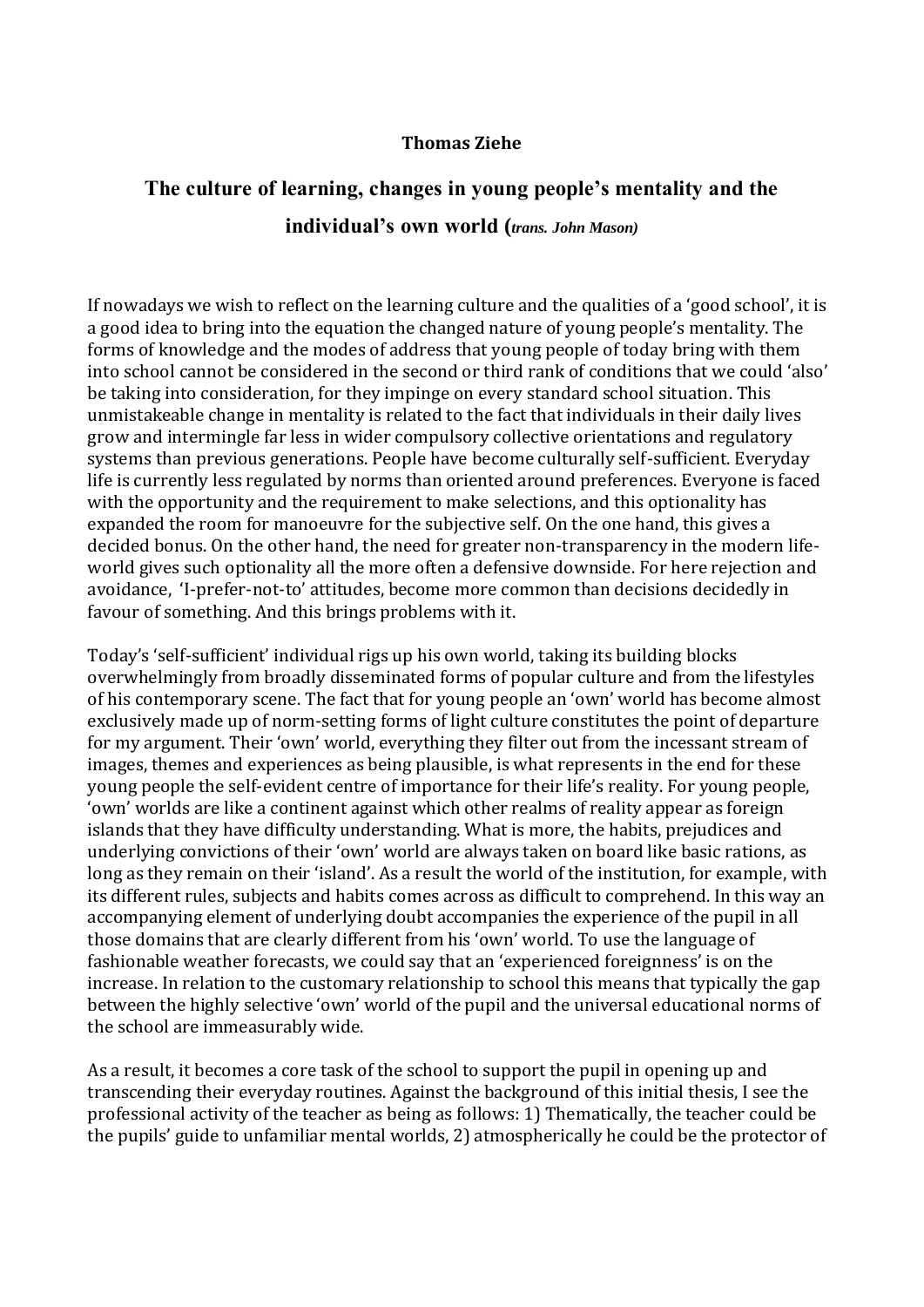**Thomas Ziehe**

# The culture of learning, changes in young people's mentality and the individual's own world (*trans. John Mason)*

If nowadays we wish to reflect on the learning culture and the qualities of a 'good school', it is a good idea to bring into the equation the changed nature of young people's mentality. The forms of knowledge and the modes of address that young people of today bring with them into school cannot be considered in the second or third rank of conditions that we could 'also' be taking into consideration, for they impinge on every standard school situation. This unmistakeable change in mentality is related to the fact that individuals in their daily lives grow and intermingle far less in wider compulsory collective orientations and regulatory systems than previous generations. People have become culturally self-sufficient. Everyday life is currently less regulated by norms than oriented around preferences. Everyone is faced with the opportunity and the requirement to make selections, and this optionality has expanded the room for manoeuvre for the subjective self. On the one hand, this gives a decided bonus. On the other hand, the need for greater non-transparency in the modern life-world gives such optionality all the more often a defensive downside. For here rejection and avoidance, 'I-prefer-not-to' attitudes, become more common than decisions decidedly in favour of something. And this brings problems with it.

Today's 'self-sufficient' individual rigs up his own world, taking its building blocks overwhelmingly from broadly disseminated forms of popular culture and from the lifestyles of his contemporary scene. The fact that for young people an 'own' world has become almost exclusively made up of norm-setting forms of light culture constitutes the point of departure for my argument. Their 'own' world, everything they filter out from the incessant stream of images, themes and experiences as being plausible, is what represents in the end for these young people the self-evident centre of importance for their life's reality. For young people, 'own' worlds are like a continent against which other realms of reality appear as foreign islands that they have difficulty understanding. What is more, the habits, prejudices and underlying convictions of their 'own' world are always taken on board like basic rations, as long as they remain on their 'island'. As a result the world of the institution, for example, with its different rules, subjects and habits comes across as difficult to comprehend. In this way an accompanying element of underlying doubt accompanies the experience of the pupil in all those domains that are clearly different from his 'own' world. To use the language of fashionable weather forecasts, we could say that an 'experienced foreignness' is on the increase. In relation to the customary relationship to school this means that typically the gap between the highly selective 'own' world of the pupil and the universal educational norms of the school are immeasurably wide.

As a result, it becomes a core task of the school to support the pupil in opening up and transcending their everyday routines. Against the background of this initial thesis, I see the professional activity of the teacher as being as follows: 1) Thematically, the teacher could be the pupils' guide to unfamiliar mental worlds, 2) atmospherically he could be the protector of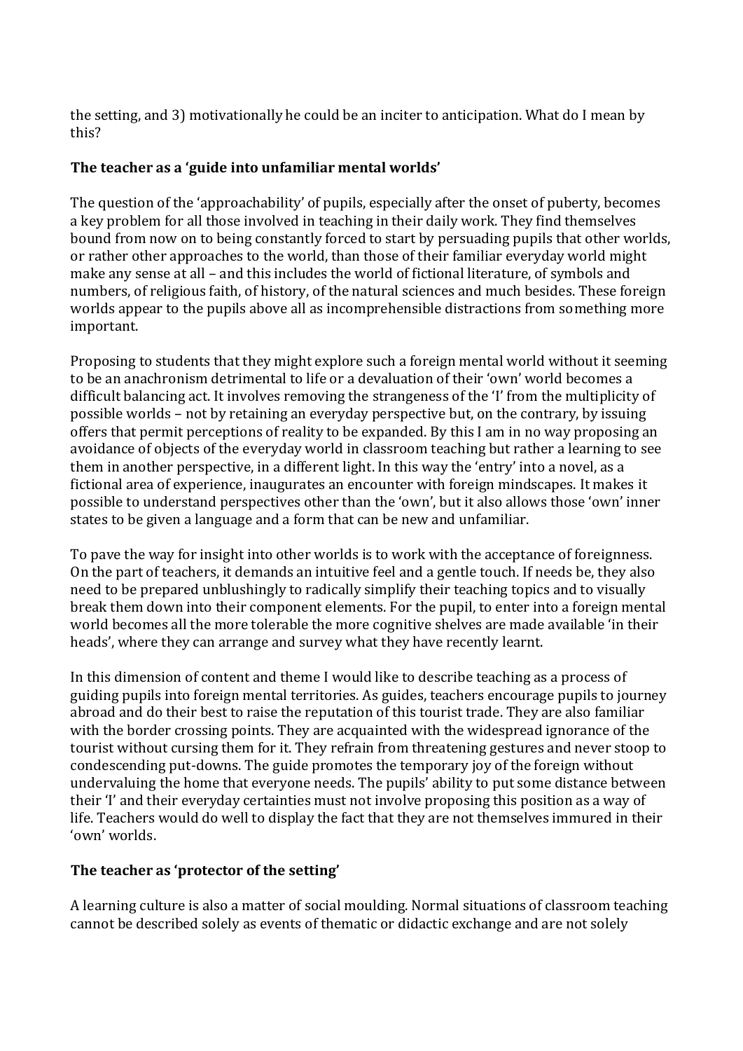the setting, and 3) motivationally he could be an inciter to anticipation. What do I mean by this?

## The teacher as a 'guide into unfamiliar mental worlds'

The question of the 'approachability' of pupils, especially after the onset of puberty, becomes a key problem for all those involved in teaching in their daily work. They find themselves bound from now on to being constantly forced to start by persuading pupils that other worlds, or rather other approaches to the world, than those of their familiar everyday world might make any sense at all – and this includes the world of fictional literature, of symbols and numbers, of religious faith, of history, of the natural sciences and much besides. These foreign worlds appear to the pupils above all as incomprehensible distractions from something more important.

Proposing to students that they might explore such a foreign mental world without it seeming to be an anachronism detrimental to life or a devaluation of their 'own' world becomes a difficult balancing act. It involves removing the strangeness of the 'I' from the multiplicity of possible worlds – not by retaining an everyday perspective but, on the contrary, by issuing offers that permit perceptions of reality to be expanded. By this I am in no way proposing an avoidance of objects of the everyday world in classroom teaching but rather a learning to see them in another perspective, in a different light. In this way the 'entry' into a novel, as a fictional area of experience, inaugurates an encounter with foreign mindscapes. It makes it possible to understand perspectives other than the 'own', but it also allows those 'own' inner states to be given a language and a form that can be new and unfamiliar.

To pave the way for insight into other worlds is to work with the acceptance of foreignness. On the part of teachers, it demands an intuitive feel and a gentle touch. If needs be, they also need to be prepared unblushingly to radically simplify their teaching topics and to visually break them down into their component elements. For the pupil, to enter into a foreign mental world becomes all the more tolerable the more cognitive shelves are made available 'in their heads', where they can arrange and survey what they have recently learnt.

In this dimension of content and theme I would like to describe teaching as a process of guiding pupils into foreign mental territories. As guides, teachers encourage pupils to journey abroad and do their best to raise the reputation of this tourist trade. They are also familiar with the border crossing points. They are acquainted with the widespread ignorance of the tourist without cursing them for it. They refrain from threatening gestures and never stoop to condescending put-downs. The guide promotes the temporary joy of the foreign without undervaluing the home that everyone needs. The pupils' ability to put some distance between their 'I' and their everyday certainties must not involve proposing this position as a way of life. Teachers would do well to display the fact that they are not themselves immured in their 'own' worlds.

## The teacher as 'protector of the setting'

A learning culture is also a matter of social moulding. Normal situations of classroom teaching cannot be described solely as events of thematic or didactic exchange and are not solely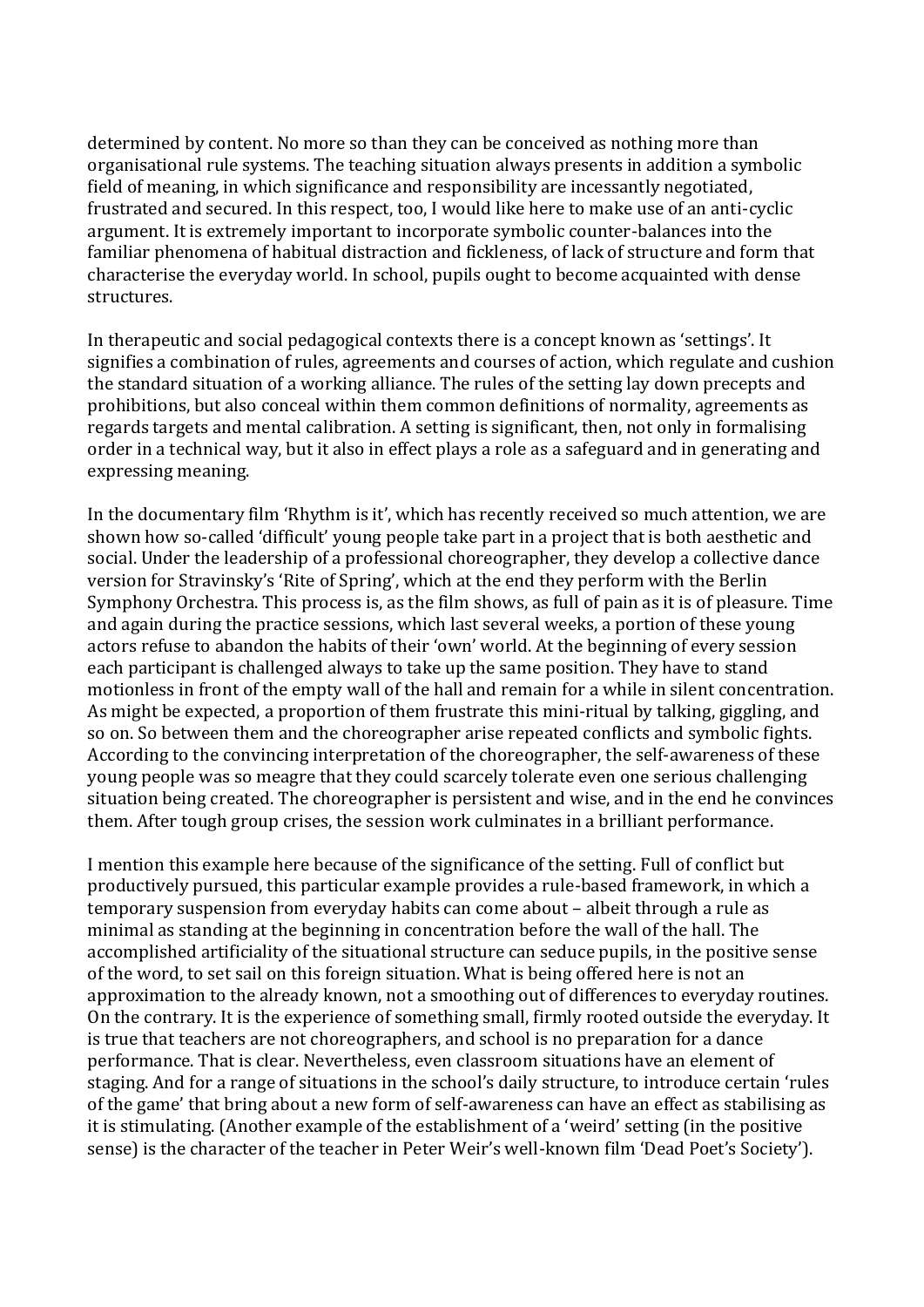determined by content. No more so than they can be conceived as nothing more than organisational rule systems. The teaching situation always presents in addition a symbolic field of meaning, in which significance and responsibility are incessantly negotiated, frustrated and secured. In this respect, too, I would like here to make use of an anti-cyclic argument. It is extremely important to incorporate symbolic counter-balances into the familiar phenomena of habitual distraction and fickleness, of lack of structure and form that characterise the everyday world. In school, pupils ought to become acquainted with dense structures.

In therapeutic and social pedagogical contexts there is a concept known as 'settings'. It signifies a combination of rules, agreements and courses of action, which regulate and cushion the standard situation of a working alliance. The rules of the setting lay down precepts and prohibitions, but also conceal within them common definitions of normality, agreements as regards targets and mental calibration. A setting is significant, then, not only in formalising order in a technical way, but it also in effect plays a role as a safeguard and in generating and expressing meaning.

In the documentary film 'Rhythm is it', which has recently received so much attention, we are shown how so-called 'difficult' young people take part in a project that is both aesthetic and social. Under the leadership of a professional choreographer, they develop a collective dance version for Stravinsky's 'Rite of Spring', which at the end they perform with the Berlin Symphony Orchestra. This process is, as the film shows, as full of pain as it is of pleasure. Time and again during the practice sessions, which last several weeks, a portion of these young actors refuse to abandon the habits of their 'own' world. At the beginning of every session each participant is challenged always to take up the same position. They have to stand motionless in front of the empty wall of the hall and remain for a while in silent concentration. As might be expected, a proportion of them frustrate this mini-ritual by talking, giggling, and so on. So between them and the choreographer arise repeated conflicts and symbolic fights. According to the convincing interpretation of the choreographer, the self-awareness of these young people was so meagre that they could scarcely tolerate even one serious challenging situation being created. The choreographer is persistent and wise, and in the end he convinces them. After tough group crises, the session work culminates in a brilliant performance.

I mention this example here because of the significance of the setting. Full of conflict but productively pursued, this particular example provides a rule-based framework, in which a temporary suspension from everyday habits can come about – albeit through a rule as minimal as standing at the beginning in concentration before the wall of the hall. The accomplished artificiality of the situational structure can seduce pupils, in the positive sense of the word, to set sail on this foreign situation. What is being offered here is not an approximation to the already known, not a smoothing out of differences to everyday routines. On the contrary. It is the experience of something small, firmly rooted outside the everyday. It is true that teachers are not choreographers, and school is no preparation for a dance performance. That is clear. Nevertheless, even classroom situations have an element of staging. And for a range of situations in the school's daily structure, to introduce certain 'rules of the game' that bring about a new form of self-awareness can have an effect as stabilising as it is stimulating. (Another example of the establishment of a 'weird' setting (in the positive sense) is the character of the teacher in Peter Weir's well-known film 'Dead Poet's Society').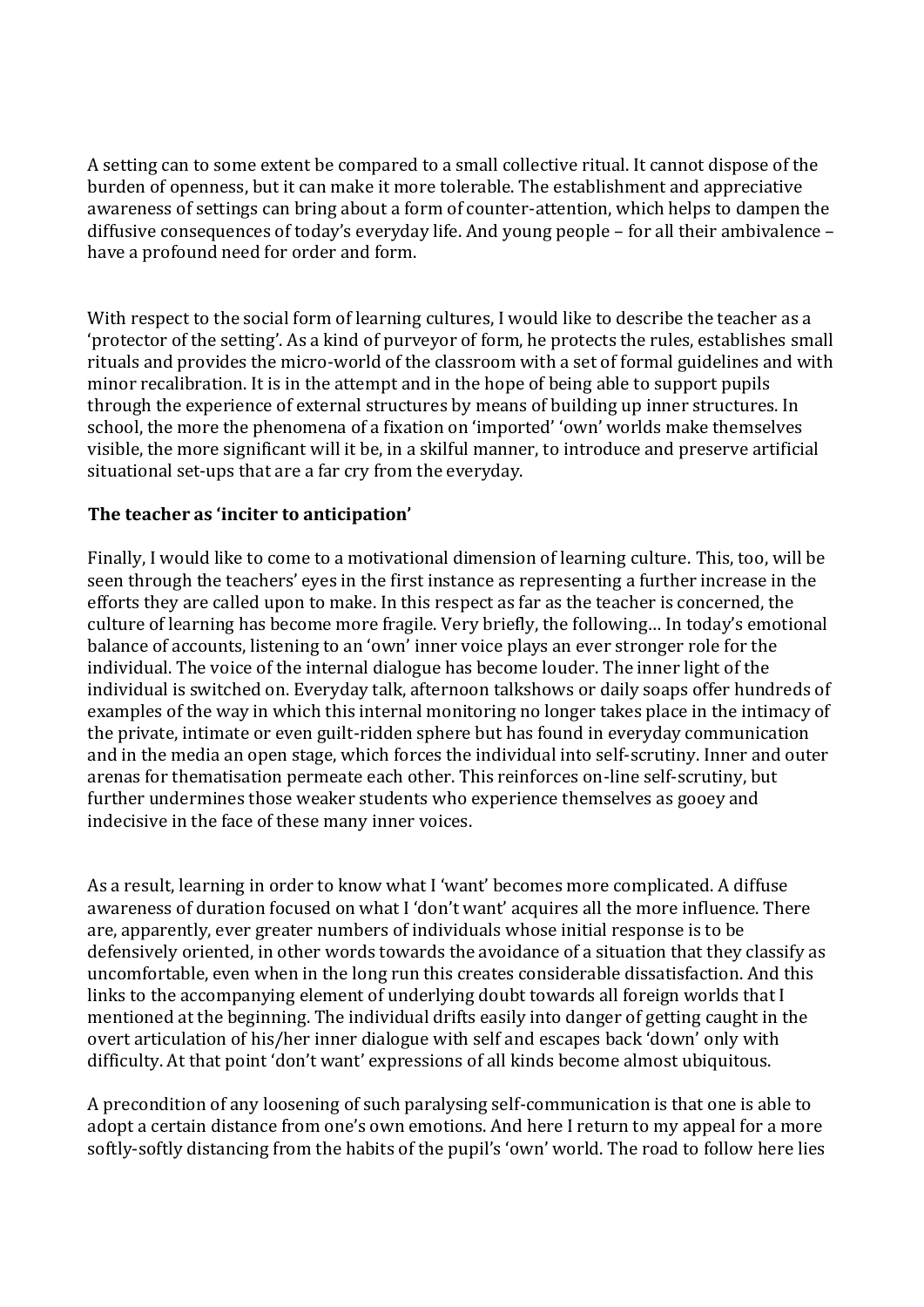A setting can to some extent be compared to a small collective ritual. It cannot dispose of the burden of openness, but it can make it more tolerable. The establishment and appreciative awareness of settings can bring about a form of counter-attention, which helps to dampen the diffusive consequences of today's everyday life. And young people – for all their ambivalence – have a profound need for order and form.

With respect to the social form of learning cultures, I would like to describe the teacher as a 'protector of the setting'. As a kind of purveyor of form, he protects the rules, establishes small rituals and provides the micro-world of the classroom with a set of formal guidelines and with minor recalibration. It is in the attempt and in the hope of being able to support pupils through the experience of external structures by means of building up inner structures. In school, the more the phenomena of a fixation on 'imported' 'own' worlds make themselves visible, the more significant will it be, in a skilful manner, to introduce and preserve artificial situational set-ups that are a far cry from the everyday.

**The teacher as 'inciter to anticipation'**

Finally, I would like to come to a motivational dimension of learning culture. This, too, will be seen through the teachers' eyes in the first instance as representing a further increase in the efforts they are called upon to make. In this respect as far as the teacher is concerned, the culture of learning has become more fragile. Very briefly, the following… In today's emotional balance of accounts, listening to an 'own' inner voice plays an ever stronger role for the individual. The voice of the internal dialogue has become louder. The inner light of the individual is switched on. Everyday talk, afternoon talkshows or daily soaps offer hundreds of examples of the way in which this internal monitoring no longer takes place in the intimacy of the private, intimate or even guilt-ridden sphere but has found in everyday communication and in the media an open stage, which forces the individual into self-scrutiny. Inner and outer arenas for thematisation permeate each other. This reinforces on-line self-scrutiny, but further undermines those weaker students who experience themselves as gooey and indecisive in the face of these many inner voices.

As a result, learning in order to know what I 'want' becomes more complicated. A diffuse awareness of duration focused on what I 'don't want' acquires all the more influence. There are, apparently, ever greater numbers of individuals whose initial response is to be defensively oriented, in other words towards the avoidance of a situation that they classify as uncomfortable, even when in the long run this creates considerable dissatisfaction. And this links to the accompanying element of underlying doubt towards all foreign worlds that I mentioned at the beginning. The individual drifts easily into danger of getting caught in the overt articulation of his/her inner dialogue with self and escapes back 'down' only with difficulty. At that point 'don't want' expressions of all kinds become almost ubiquitous.

A precondition of any loosening of such paralysing self-communication is that one is able to adopt a certain distance from one's own emotions. And here I return to my appeal for a more softly-softly distancing from the habits of the pupil's 'own' world. The road to follow here lies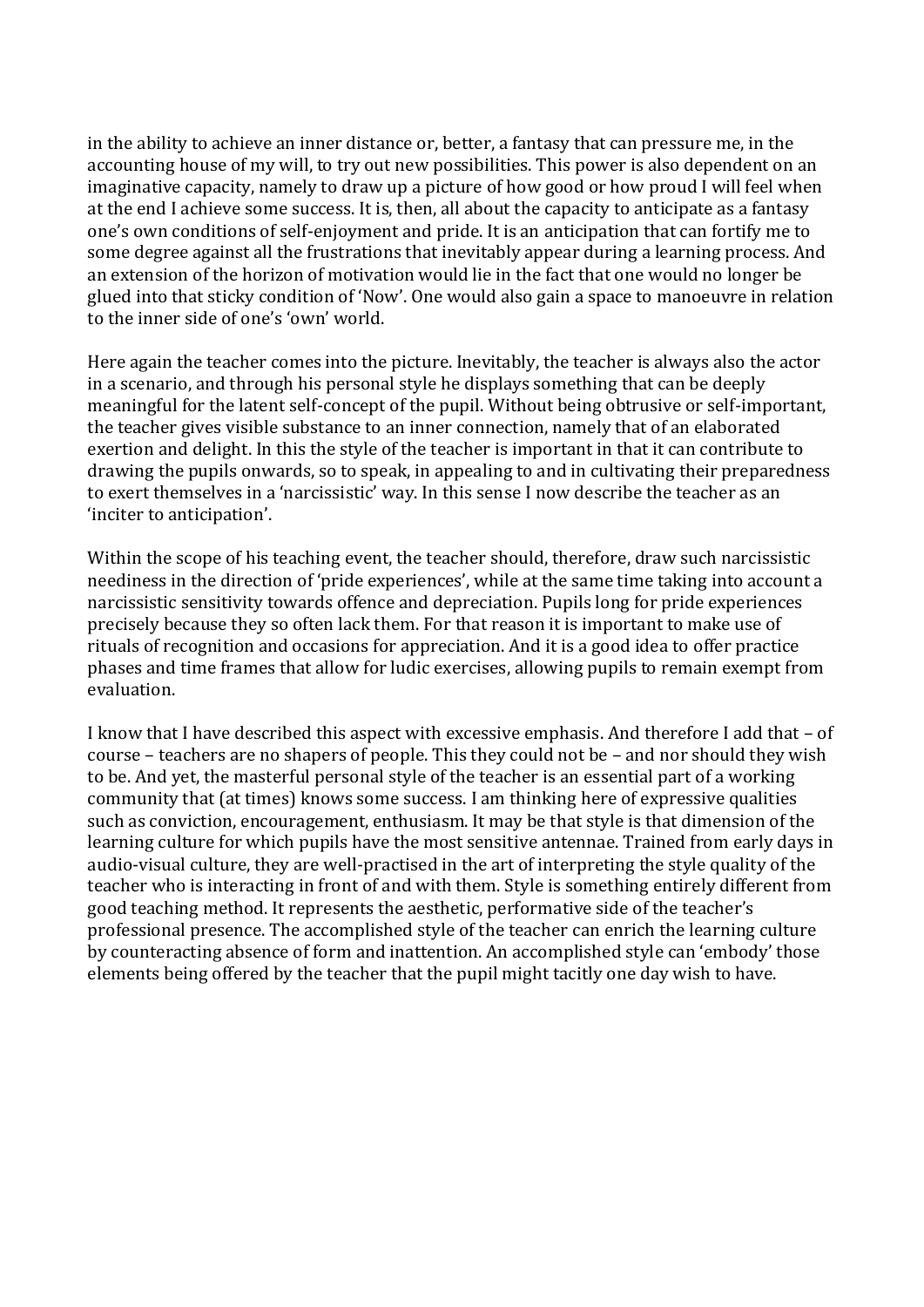in the ability to achieve an inner distance or, better, a fantasy that can pressure me, in the accounting house of my will, to try out new possibilities. This power is also dependent on an imaginative capacity, namely to draw up a picture of how good or how proud I will feel when at the end I achieve some success. It is, then, all about the capacity to anticipate as a fantasy one's own conditions of self-enjoyment and pride. It is an anticipation that can fortify me to some degree against all the frustrations that inevitably appear during a learning process. And an extension of the horizon of motivation would lie in the fact that one would no longer be glued into that sticky condition of 'Now'. One would also gain a space to manoeuvre in relation to the inner side of one's 'own' world.

Here again the teacher comes into the picture. Inevitably, the teacher is always also the actor in a scenario, and through his personal style he displays something that can be deeply meaningful for the latent self-concept of the pupil. Without being obtrusive or self-important, the teacher gives visible substance to an inner connection, namely that of an elaborated exertion and delight. In this the style of the teacher is important in that it can contribute to drawing the pupils onwards, so to speak, in appealing to and in cultivating their preparedness to exert themselves in a 'narcissistic' way. In this sense I now describe the teacher as an 'inciter to anticipation'.

Within the scope of his teaching event, the teacher should, therefore, draw such narcissistic neediness in the direction of 'pride experiences', while at the same time taking into account a narcissistic sensitivity towards offence and depreciation. Pupils long for pride experiences precisely because they so often lack them. For that reason it is important to make use of rituals of recognition and occasions for appreciation. And it is a good idea to offer practice phases and time frames that allow for ludic exercises, allowing pupils to remain exempt from evaluation.

I know that I have described this aspect with excessive emphasis. And therefore I add that – of course – teachers are no shapers of people. This they could not be – and nor should they wish to be. And yet, the masterful personal style of the teacher is an essential part of a working community that (at times) knows some success. I am thinking here of expressive qualities such as conviction, encouragement, enthusiasm. It may be that style is that dimension of the learning culture for which pupils have the most sensitive antennae. Trained from early days in audio-visual culture, they are well-practised in the art of interpreting the style quality of the teacher who is interacting in front of and with them. Style is something entirely different from good teaching method. It represents the aesthetic, performative side of the teacher's professional presence. The accomplished style of the teacher can enrich the learning culture by counteracting absence of form and inattention. An accomplished style can 'embody' those elements being offered by the teacher that the pupil might tacitly one day wish to have.